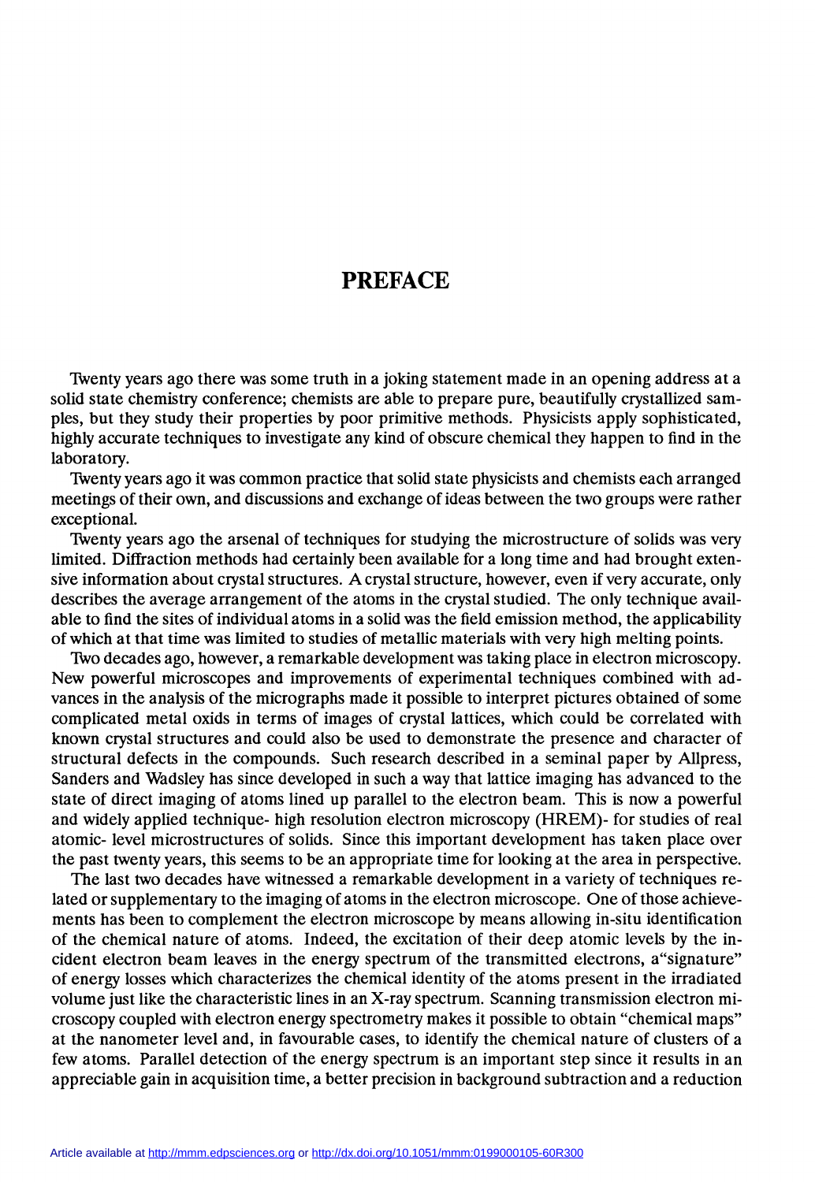# PREFACE

Twenty years ago there was some truth in a joking statement made in an opening address at a solid state chemistry conference; chemists are able to prepare pure, beautifully crystallized samples, but they study their properties by poor primitive methods. Physicists apply sophisticated, highly accurate techniques to investigate any kind of obscure chemical they happen to find in the laboratory.

Twenty years ago it was common practice that solid state physicists and chemists each arranged meetings of their own, and discussions and exchange of ideas between the two groups were rather exceptional.

Twenty years ago the arsenal of techniques for studying the microstructure of solids was very limited. Diffraction methods had certainly been available for a long time and had brought extensive information about crystal structures. A crystal structure, however, even if very accurate, only describes the average arrangement of the atoms in the crystal studied. The only technique available to find the sites of individual atoms in a solid was the field emission method, the applicability of which at that time was limited to studies of metallic materials with very high melting points.

Two decades ago, however, a remarkable development was taking place in electron microscopy. New powerful microscopes and improvements of experimental techniques combined with advances in the analysis of the micrographs made it possible to interpret pictures obtained of some complicated metal oxids in terms of images of crystal lattices, which could be correlated with known crystal structures and could also be used to demonstrate the presence and character of structural defects in the compounds. Such research described in a seminal paper by Allpress, Sanders and Wadsley has since developed in such a way that lattice imaging has advanced to the state of direct imaging of atoms lined up parallel to the electron beam. This is now a powerful and widely applied technique- high resolution electron microscopy (HREM)- for studies of real atomic- level microstructures of solids. Since this important development has taken place over the past twenty years, this seems to be an appropriate time for looking at the area in perspective.

The last two decades have witnessed a remarkable development in a variety of techniques related or supplementary to the imaging of atoms in the electron microscope. One of those achievements has been to complement the electron microscope by means allowing in-situ identification of the chemical nature of atoms. Indeed, the excitation of their deep atomic levels by the incident electron beam leaves in the energy spectrum of the transmitted electrons, a"signature" of energy losses which characterizes the chemical identity of the atoms present in the irradiated volume just like the characteristic lines in an X-ray spectrum. Scanning transmission electron microscopy coupled with electron energy spectrometry makes it possible to obtain "chemical maps" at the nanometer level and, in favourable cases, to identify the chemical nature of clusters of a few atoms. Parallel detection of the energy spectrum is an important step since it results in an appreciable gain in acquisition time, a better precision in background subtraction and a reduction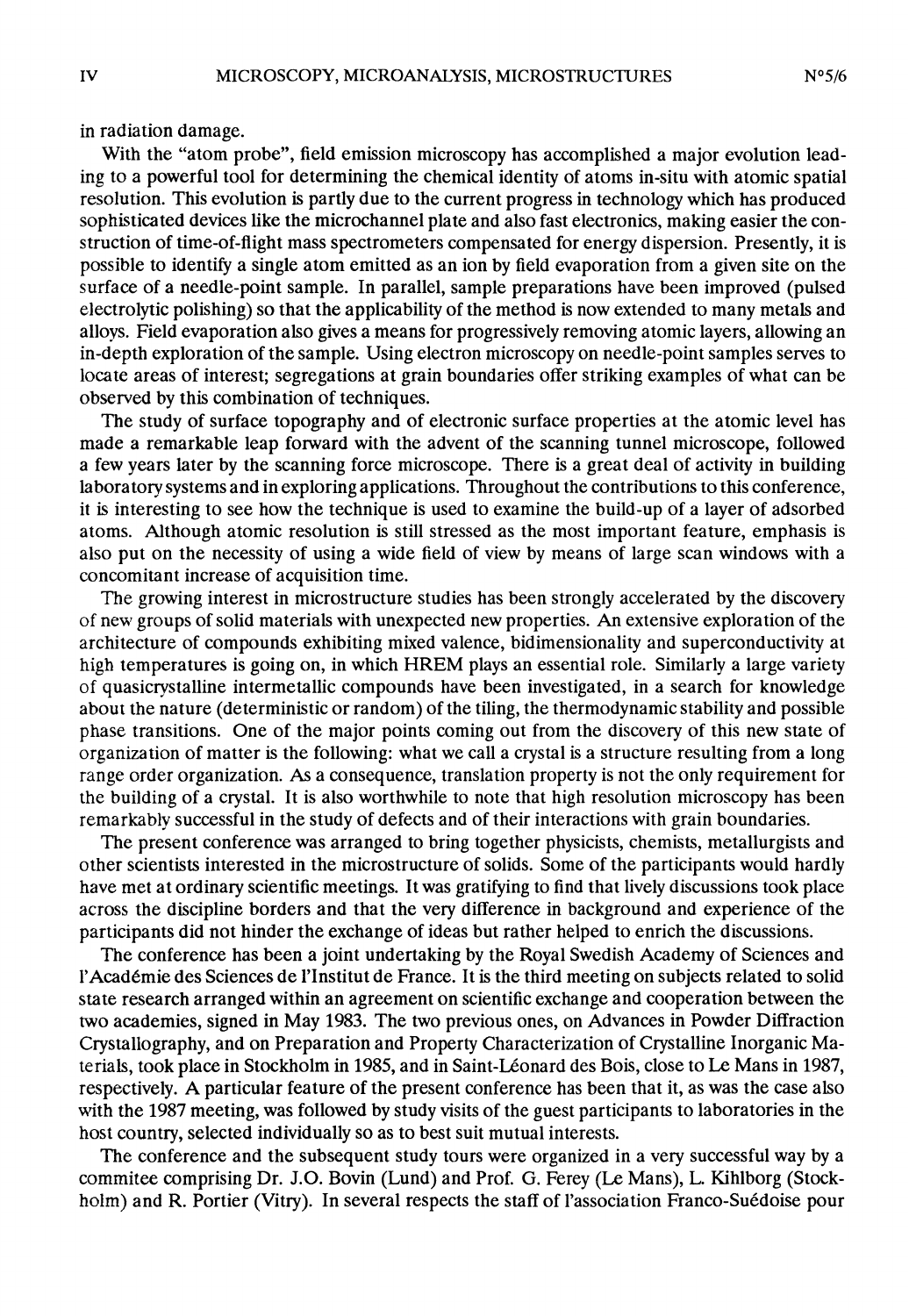in radiation damage.

With the "atom probe", field emission microscopy has accomplished a major evolution leading to a powerful tool for determining the chemical identity of atoms in-situ with atomic spatial resolution. This evolution is partly due to the current progress in technology which has produced sophisticated devices like the microchannel plate and also fast electronics, making easier the construction of time-of-flight mass spectrometers compensated for energy dispersion. Presently, it is possible to identify a single atom emitted as an ion by field evaporation from a given site on the surface of a needle-point sample. In parallel, sample preparations have been improved (pulsed electrolytic polishing) so that the applicability of the method is now extended to many metals and alloys. Field evaporation also gives a means for progressively removing atomic layers, allowing an in-depth exploration of the sample. Using electron microscopy on needle-point samples serves to locate areas of interest; segregations at grain boundaries offer striking examples of what can be observed by this combination of techniques.

The study of surface topography and of electronic surface properties at the atomic level has made a remarkable leap forward with the advent of the scanning tunnel microscope, followed a few years later by the scanning force microscope. There is a great deal of activity in building laboratory systems and in exploring applications. Throughout the contributions to this conference, it is interesting to see how the technique is used to examine the build-up of a layer of adsorbed atoms. Although atomic resolution is still stressed as the most important feature, emphasis is also put on the necessity of using a wide field of view by means of large scan windows with a concomitant increase of acquisition time.

The growing interest in microstructure studies has been strongly accelerated by the discovery of new groups of solid materials with unexpected new properties. An extensive exploration of the architecture of compounds exhibiting mixed valence, bidimensionality and superconductivity at high temperatures is going on, in which HREM plays an essential role. Similarly a large variety of quasicrystalline intermetallic compounds have been investigated, in a search for knowledge about the nature (deterministic or random) of the tiling, the thermodynamic stability and possible phase transitions. One of the major points coming out from the discovery of this new state of organization of matter is the following: what we call a crystal is a structure resulting from a long range order organization. As a consequence, translation property is not the only requirement for the building of a crystal. It is also worthwhile to note that high resolution microscopy has been remarkably successful in the study of defects and of their interactions with grain boundaries.

The present conference was arranged to bring together physicists, chemists, metallurgists and other scientists interested in the microstructure of solids. Some of the participants would hardly have met at ordinary scientific meetings. It was gratifying to find that lively discussions took place across the discipline borders and that the very difference in background and experience of the participants did not hinder the exchange of ideas but rather helped to enrich the discussions.

The conference has been a joint undertaking by the Royal Swedish Academy of Sciences and l'Académie des Sciences de l'Institut de France. It is the third meeting on subjects related to solid state research arranged within an agreement on scientific exchange and cooperation between the two academies, signed in May 1983. The two previous ones, on Advances in Powder Diffraction Crystallography, and on Preparation and Property Characterization of Crystalline Inorganic Materials, took place in Stockholm in 1985, and in Saint-Léonard des Bois, close to Le Mans in 1987, respectively. A particular feature of the present conference has been that it, as was the case also with the 1987 meeting, was followed by study visits of the guest participants to laboratories in the host country, selected individually so as to best suit mutual interests.

The conference and the subsequent study tours were organized in a very successful way by a commitee comprising Dr. J.O. Bovin (Lund) and Prof. G. Ferey (Le Mans), L. Kihlborg (Stockholm) and R. Portier (Vitry). In several respects the staff of l'association Franco-Suédoise pour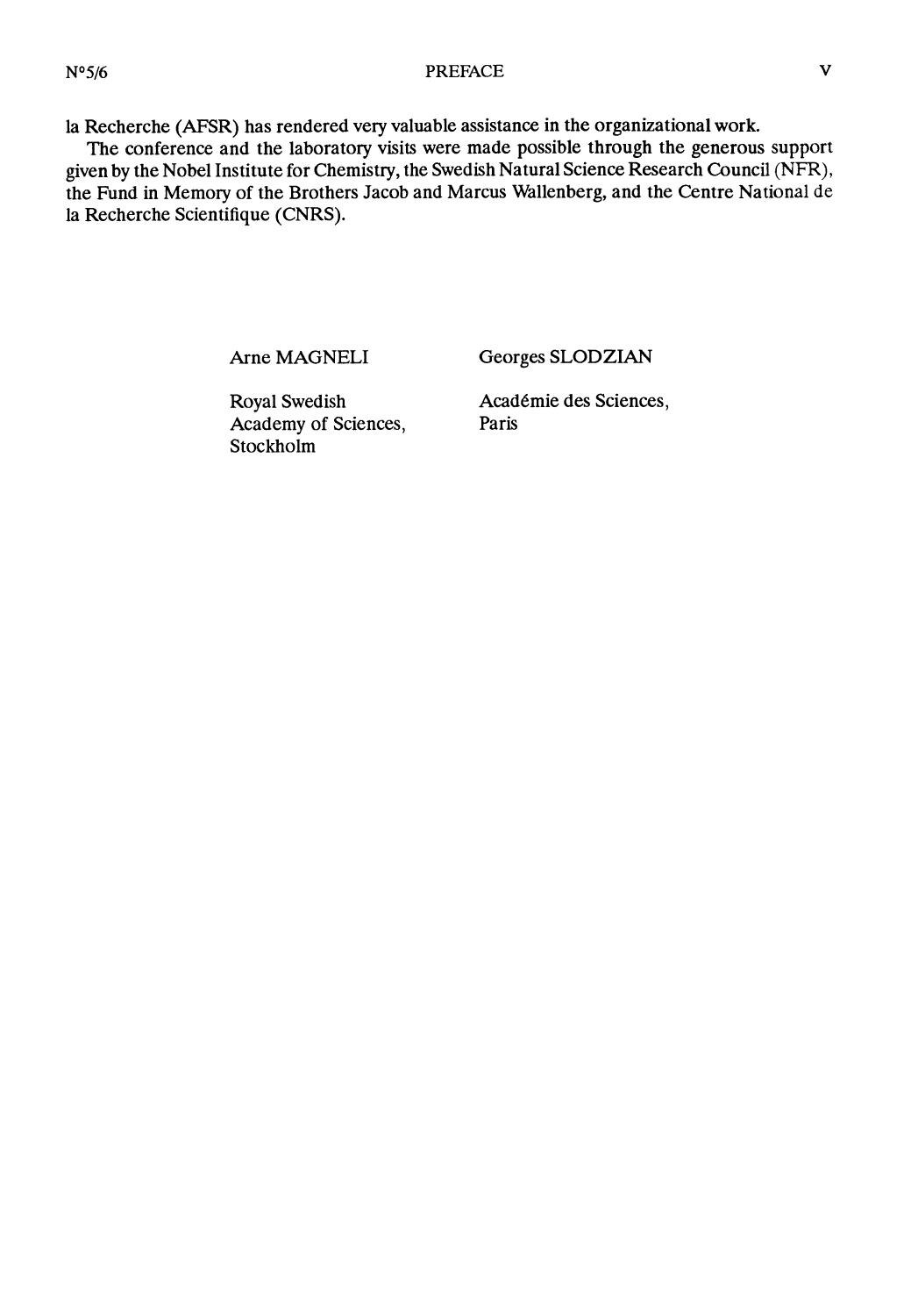la Recherche (AFSR) has rendered very valuable assistance in the organizational work.

The conference and the laboratory visits were made possible through the generous support given by the Nobel Institute for Chemistry, the Swedish Natural Science Research Council (NFR), the Fund in Memory of the Brothers Jacob and Marcus Wallenberg, and the Centre National de la Recherche Scientifique (CNRS).

| | |
|---|---|
| Arne MAGNELI | Georges SLODZIAN |
| Royal Swedish Academy of Sciences, Stockholm | Académie des Sciences, Paris |